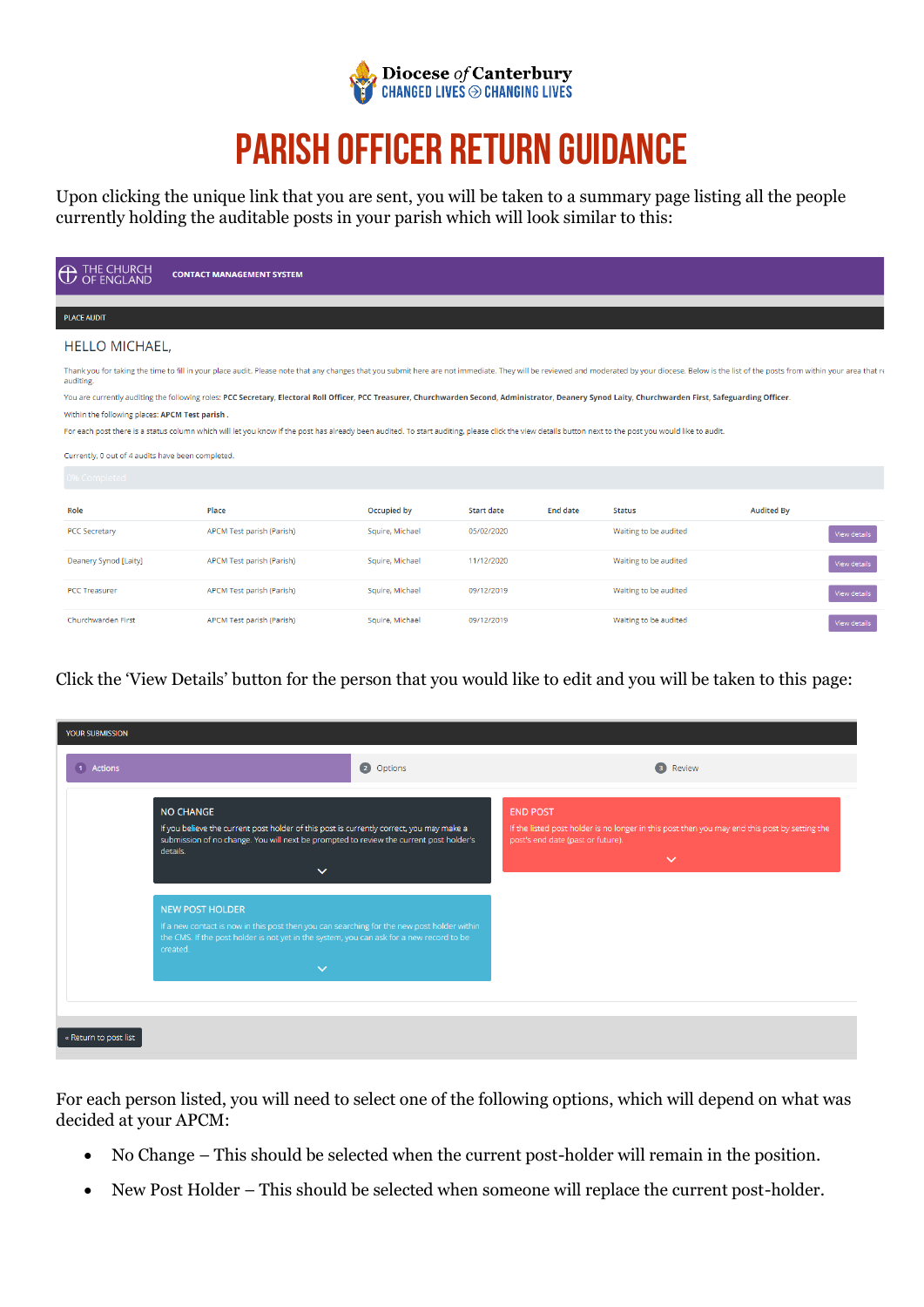Diocese *of* Canterbury
CHANGED LIVES ⊛ CHANGING LIVES

# PARISH OFFICER RETURN GUIDANCE

Upon clicking the unique link that you are sent, you will be taken to a summary page listing all the people currently holding the auditable posts in your parish which will look similar to this:

THE CHURCH OF ENGLAND | CONTACT MANAGEMENT SYSTEM

PLACE AUDIT

HELLO MICHAEL,

Thank you for taking the time to fill in your place audit. Please note that any changes that you submit here are not immediate. They will be reviewed and moderated by your diocese. Below is the list of the posts from within your area that re auditing.

You are currently auditing the following roles: **PCC Secretary, Electoral Roll Officer, PCC Treasurer, Churchwarden Second, Administrator, Deanery Synod Laity, Churchwarden First, Safeguarding Officer.**

Within the following places: **APCM Test parish .**

For each post there is a status column which will let you know if the post has already been audited. To start auditing, please click the view details button next to the post you would like to audit.

Currently, 0 out of 4 audits have been completed.

0% Completed

| Role | Place | Occupied by | Start date | End date | Status | Audited By | |
|---|---|---|---|---|---|---|---|
| PCC Secretary | APCM Test parish (Parish) | Squire, Michael | 05/02/2020 | | Waiting to be audited | | View details |
| Deanery Synod [Laity] | APCM Test parish (Parish) | Squire, Michael | 11/12/2020 | | Waiting to be audited | | View details |
| PCC Treasurer | APCM Test parish (Parish) | Squire, Michael | 09/12/2019 | | Waiting to be audited | | View details |
| Churchwarden First | APCM Test parish (Parish) | Squire, Michael | 09/12/2019 | | Waiting to be audited | | View details |

Click the 'View Details' button for the person that you would like to edit and you will be taken to this page:

YOUR SUBMISSION

1 Actions | 2 Options | 3 Review

**NO CHANGE**
If you believe the current post holder of this post is currently correct, you may make a submission of no change. You will next be prompted to review the current post holder's details.

**END POST**
If the listed post holder is no longer in this post then you may end this post by setting the post's end date (past or future).

**NEW POST HOLDER**
If a new contact is now in this post then you can searching for the new post holder within the CMS. If the post holder is not yet in the system, you can ask for a new record to be created.

« Return to post list

For each person listed, you will need to select one of the following options, which will depend on what was decided at your APCM:

- No Change – This should be selected when the current post-holder will remain in the position.
- New Post Holder – This should be selected when someone will replace the current post-holder.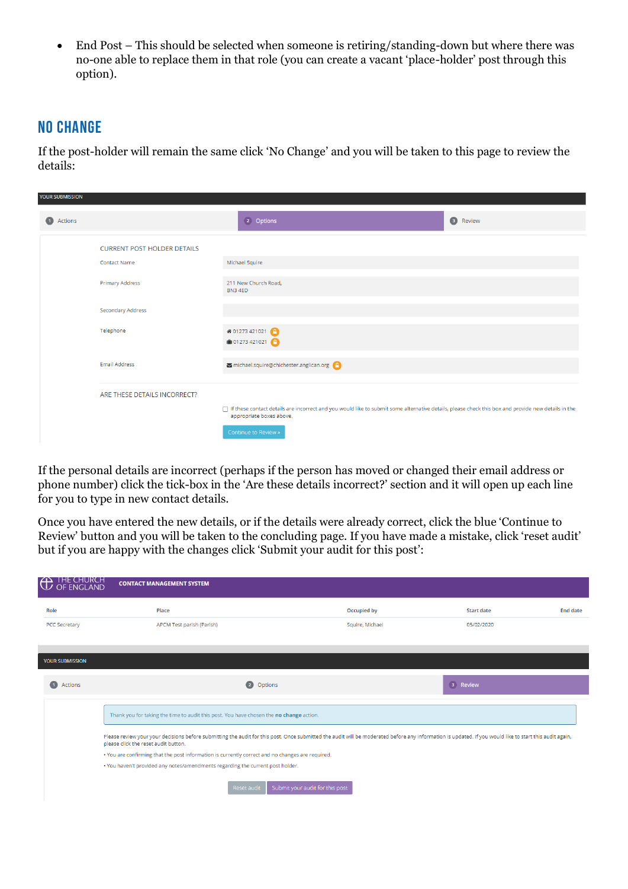- End Post – This should be selected when someone is retiring/standing-down but where there was no-one able to replace them in that role (you can create a vacant 'place-holder' post through this option).

## NO CHANGE

If the post-holder will remain the same click 'No Change' and you will be taken to this page to review the details:

YOUR SUBMISSION

1 Actions | 2 Options | 3 Review

CURRENT POST HOLDER DETAILS

| | |
|---|---|
| Contact Name | Michael Squire |
| Primary Address | 211 New Church Road, BN3 4ED |
| Secondary Address | |
| Telephone | 01273 421021 01273 421021 |
| Email Address | michael.squire@chichester.anglican.org |

ARE THESE DETAILS INCORRECT?

☐ If these contact details are incorrect and you would like to submit some alternative details, please check this box and provide new details in the appropriate boxes above.

Continue to Review »

If the personal details are incorrect (perhaps if the person has moved or changed their email address or phone number) click the tick-box in the 'Are these details incorrect?' section and it will open up each line for you to type in new contact details.

Once you have entered the new details, or if the details were already correct, click the blue 'Continue to Review' button and you will be taken to the concluding page. If you have made a mistake, click 'reset audit' but if you are happy with the changes click 'Submit your audit for this post':

THE CHURCH OF ENGLAND — CONTACT MANAGEMENT SYSTEM

| Role | Place | Occupied by | Start date | End date |
|---|---|---|---|---|
| PCC Secretary | APCM Test parish (Parish) | Squire, Michael | 05/02/2020 | |

YOUR SUBMISSION

1 Actions | 2 Options | 3 Review

Thank you for taking the time to audit this post. You have chosen the **no change** action.

Please review your your decisions before submitting the audit for this post. Once submitted the audit will be moderated before any information is updated. If you would like to start this audit again, please click the reset audit button.

- You are confirming that the post information is currently correct and no changes are required.
- You haven't provided any notes/amendments regarding the current post holder.

Reset audit | Submit your audit for this post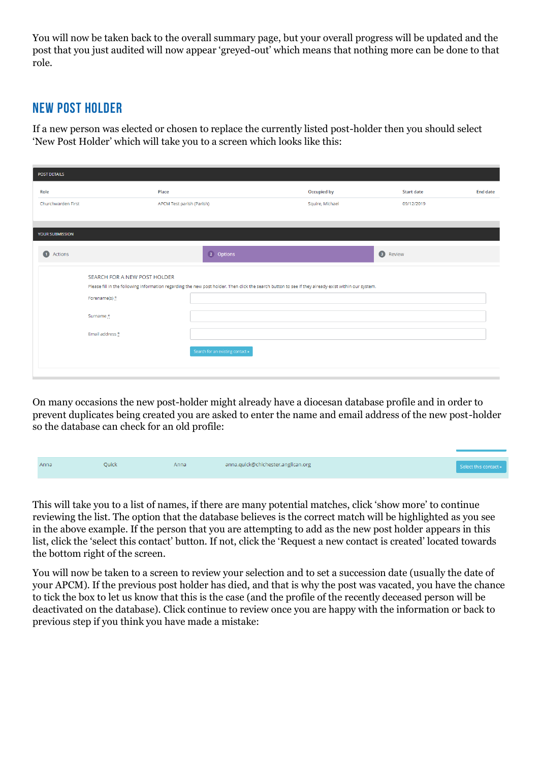You will now be taken back to the overall summary page, but your overall progress will be updated and the post that you just audited will now appear 'greyed-out' which means that nothing more can be done to that role.

## NEW POST HOLDER

If a new person was elected or chosen to replace the currently listed post-holder then you should select 'New Post Holder' which will take you to a screen which looks like this:

POST DETAILS

| Role | Place | Occupied by | Start date | End date |
|---|---|---|---|---|
| Churchwarden First | APCM Test parish (Parish) | Squire, Michael | 09/12/2019 | |

YOUR SUBMISSION

1 Actions 2 Options 3 Review

SEARCH FOR A NEW POST HOLDER

Please fill in the following information regarding the new post holder. Then click the search button to see if they already exist within our system.

Forename(s) *

Surname *

Email address *

Search for an existing contact »

On many occasions the new post-holder might already have a diocesan database profile and in order to prevent duplicates being created you are asked to enter the name and email address of the new post-holder so the database can check for an old profile:

| Anna | Quick | Anna | anna.quick@chichester.anglican.org | Select this contact » |
|---|---|---|---|---|

This will take you to a list of names, if there are many potential matches, click 'show more' to continue reviewing the list. The option that the database believes is the correct match will be highlighted as you see in the above example. If the person that you are attempting to add as the new post holder appears in this list, click the 'select this contact' button. If not, click the 'Request a new contact is created' located towards the bottom right of the screen.

You will now be taken to a screen to review your selection and to set a succession date (usually the date of your APCM). If the previous post holder has died, and that is why the post was vacated, you have the chance to tick the box to let us know that this is the case (and the profile of the recently deceased person will be deactivated on the database). Click continue to review once you are happy with the information or back to previous step if you think you have made a mistake: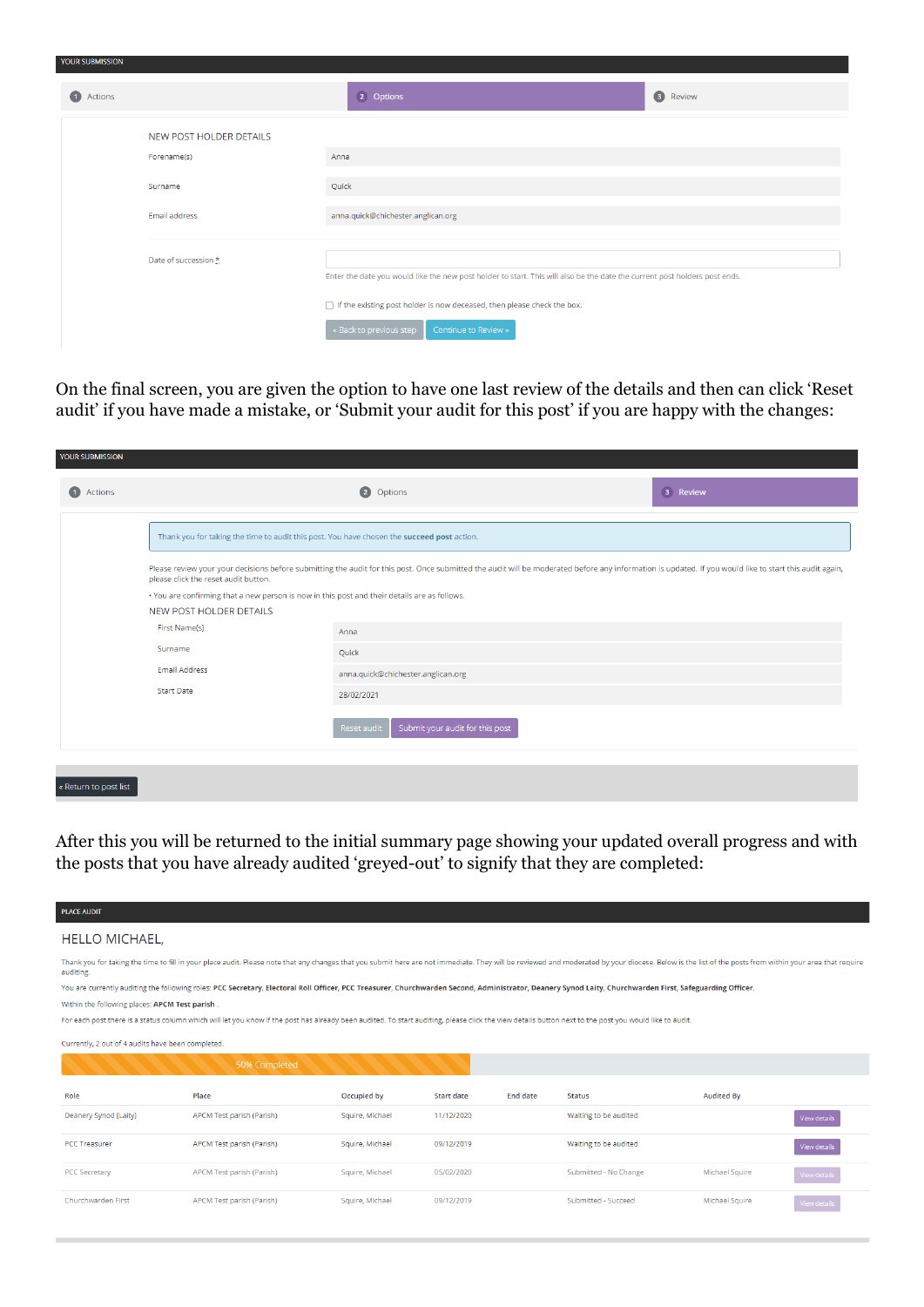YOUR SUBMISSION

1 Actions | 2 Options | 3 Review

NEW POST HOLDER DETAILS

| | |
|---|---|
| Forename(s) | Anna |
| Surname | Quick |
| Email address | anna.quick@chichester.anglican.org |
| Date of succession | |

Enter the date you would like the new post holder to start. This will also be the date the current post holders post ends.

☐ If the existing post holder is now deceased, then please check the box.

« Back to previous step | Continue to Review »

On the final screen, you are given the option to have one last review of the details and then can click 'Reset audit' if you have made a mistake, or 'Submit your audit for this post' if you are happy with the changes:

YOUR SUBMISSION

1 Actions | 2 Options | 3 Review

Thank you for taking the time to audit this post. You have chosen the **succeed post** action.

Please review your your decisions before submitting the audit for this post. Once submitted the audit will be moderated before any information is updated. If you would like to start this audit again, please click the reset audit button.

• You are confirming that a new person is now in this post and their details are as follows.

NEW POST HOLDER DETAILS

| | |
|---|---|
| First Name(s) | Anna |
| Surname | Quick |
| Email Address | anna.quick@chichester.anglican.org |
| Start Date | 28/02/2021 |

Reset audit | Submit your audit for this post

« Return to post list

After this you will be returned to the initial summary page showing your updated overall progress and with the posts that you have already audited 'greyed-out' to signify that they are completed:

PLACE AUDIT

HELLO MICHAEL,

Thank you for taking the time to fill in your place audit. Please note that any changes that you submit here are not immediate. They will be reviewed and moderated by your diocese. Below is the list of the posts from within your area that require auditing.

You are currently auditing the following roles: **PCC Secretary, Electoral Roll Officer, PCC Treasurer, Churchwarden Second, Administrator, Deanery Synod Laity, Churchwarden First, Safeguarding Officer.**

Within the following places: **APCM Test parish**.

For each post there is a status column which will let you know if the post has already been audited. To start auditing, please click the view details button next to the post you would like to audit.

Currently, 2 out of 4 audits have been completed.

50% Completed

| Role | Place | Occupied by | Start date | End date | Status | Audited By | |
|---|---|---|---|---|---|---|---|
| Deanery Synod (Laity) | APCM Test parish (Parish) | Squire, Michael | 11/12/2020 | | Waiting to be audited | | View details |
| PCC Treasurer | APCM Test parish (Parish) | Squire, Michael | 09/12/2019 | | Waiting to be audited | | View details |
| PCC Secretary | APCM Test parish (Parish) | Squire, Michael | 05/02/2020 | | Submitted - No Change | Michael Squire | View details |
| Churchwarden First | APCM Test parish (Parish) | Squire, Michael | 09/12/2019 | | Submitted - Succeed | Michael Squire | View details |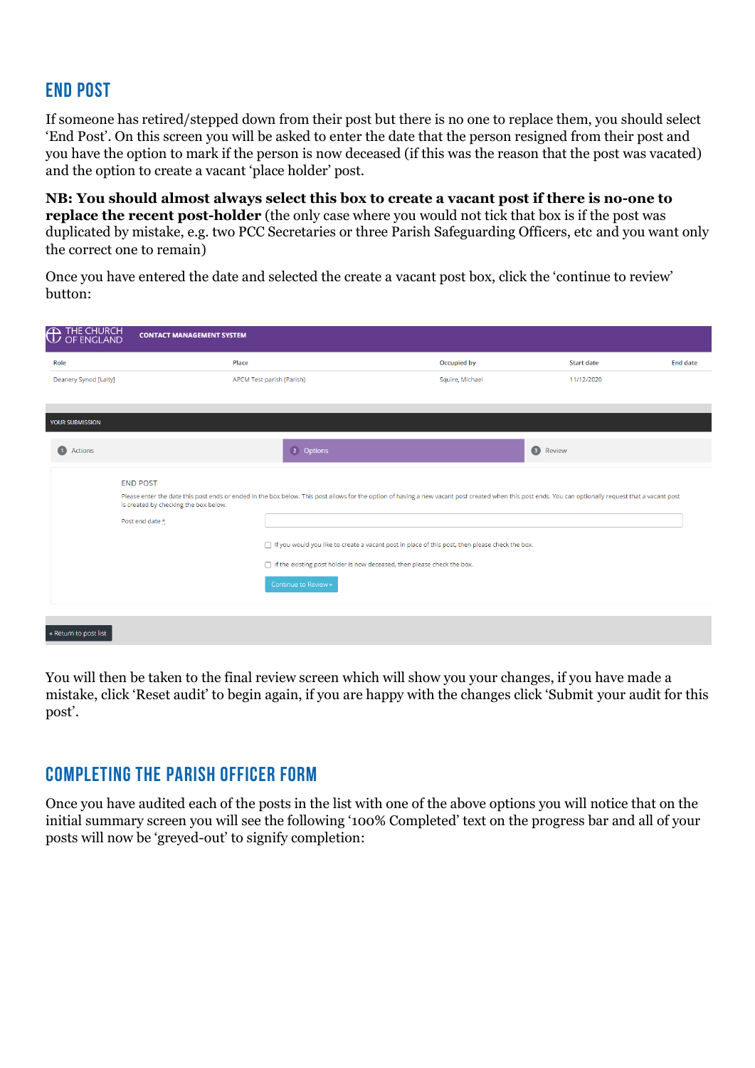## END POST

If someone has retired/stepped down from their post but there is no one to replace them, you should select 'End Post'. On this screen you will be asked to enter the date that the person resigned from their post and you have the option to mark if the person is now deceased (if this was the reason that the post was vacated) and the option to create a vacant 'place holder' post.

**NB: You should almost always select this box to create a vacant post if there is no-one to replace the recent post-holder** (the only case where you would not tick that box is if the post was duplicated by mistake, e.g. two PCC Secretaries or three Parish Safeguarding Officers, etc and you want only the correct one to remain)

Once you have entered the date and selected the create a vacant post box, click the 'continue to review' button:

THE CHURCH OF ENGLAND — CONTACT MANAGEMENT SYSTEM

| Role | Place | Occupied by | Start date | End date |
|---|---|---|---|---|
| Deanery Synod [Laity] | APCM Test parish (Parish) | Squire, Michael | 11/12/2020 | |

YOUR SUBMISSION

1 Actions — 2 Options — 3 Review

END POST

Please enter the date this post ends or ended in the box below. This post allows for the option of having a new vacant post created when this post ends. You can optionally request that a vacant post is created by checking the box below.

Post end date *

☐ If you would you like to create a vacant post in place of this post, then please check the box.

☐ If the existing post holder is now deceased, then please check the box.

Continue to Review »

« Return to post list

You will then be taken to the final review screen which will show you your changes, if you have made a mistake, click 'Reset audit' to begin again, if you are happy with the changes click 'Submit your audit for this post'.

## COMPLETING THE PARISH OFFICER FORM

Once you have audited each of the posts in the list with one of the above options you will notice that on the initial summary screen you will see the following '100% Completed' text on the progress bar and all of your posts will now be 'greyed-out' to signify completion: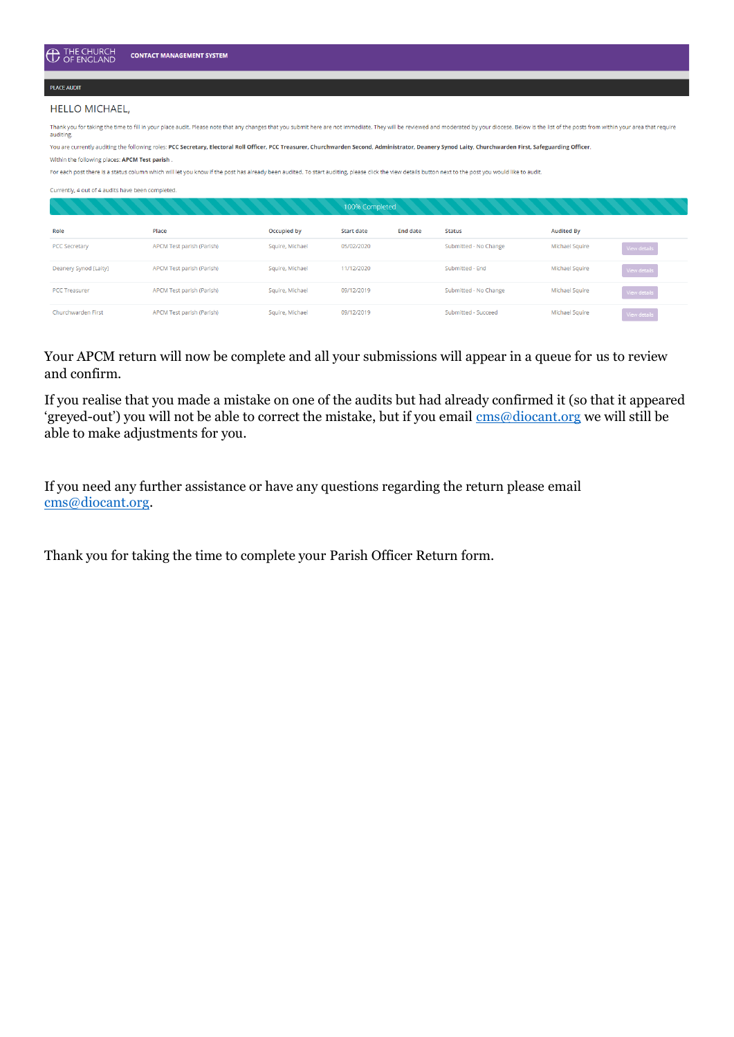THE CHURCH OF ENGLAND | CONTACT MANAGEMENT SYSTEM

PLACE AUDIT

HELLO MICHAEL,

Thank you for taking the time to fill in your place audit. Please note that any changes that you submit here are not immediate. They will be reviewed and moderated by your diocese. Below is the list of the posts from within your area that require auditing.

You are currently auditing the following roles: **PCC Secretary, Electoral Roll Officer, PCC Treasurer, Churchwarden Second, Administrator, Deanery Synod Laity, Churchwarden First, Safeguarding Officer.**

Within the following places: **APCM Test parish** .

For each post there is a status column which will let you know if the post has already been audited. To start auditing, please click the view details button next to the post you would like to audit.

Currently, 4 out of 4 audits have been completed.

100% Completed

| Role | Place | Occupied by | Start date | End date | Status | Audited By | |
|---|---|---|---|---|---|---|---|
| PCC Secretary | APCM Test parish (Parish) | Squire, Michael | 05/02/2020 | | Submitted - No Change | Michael Squire | View details |
| Deanery Synod (Laity) | APCM Test parish (Parish) | Squire, Michael | 11/12/2020 | | Submitted - End | Michael Squire | View details |
| PCC Treasurer | APCM Test parish (Parish) | Squire, Michael | 09/12/2019 | | Submitted - No Change | Michael Squire | View details |
| Churchwarden First | APCM Test parish (Parish) | Squire, Michael | 09/12/2019 | | Submitted - Succeed | Michael Squire | View details |

Your APCM return will now be complete and all your submissions will appear in a queue for us to review and confirm.

If you realise that you made a mistake on one of the audits but had already confirmed it (so that it appeared 'greyed-out') you will not be able to correct the mistake, but if you email cms@diocant.org we will still be able to make adjustments for you.

If you need any further assistance or have any questions regarding the return please email cms@diocant.org.

Thank you for taking the time to complete your Parish Officer Return form.